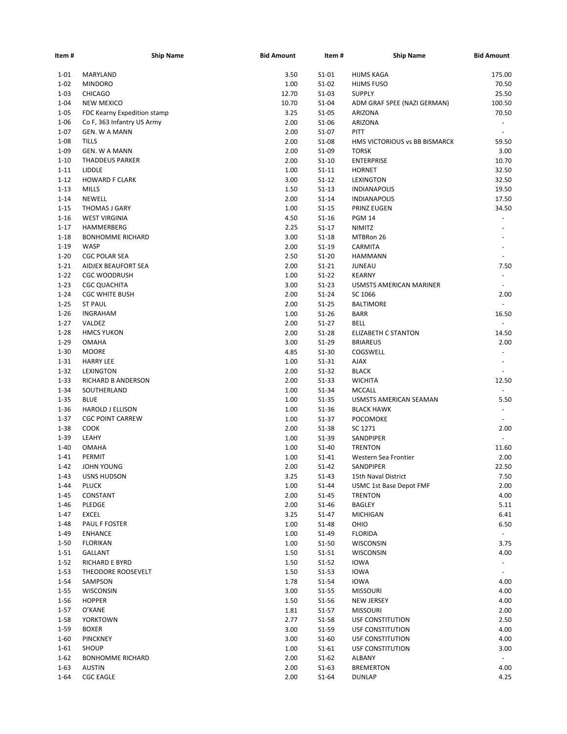| Item # | Ship Name | Bid Amount | Item # | Ship Name | Bid Amount |
|---|---|---|---|---|---|
| 1-01 | MARYLAND | 3.50 | S1-01 | HIJMS KAGA | 175.00 |
| 1-02 | MINDORO | 1.00 | S1-02 | HIJMS FUSO | 70.50 |
| 1-03 | CHICAGO | 12.70 | S1-03 | SUPPLY | 25.50 |
| 1-04 | NEW MEXICO | 10.70 | S1-04 | ADM GRAF SPEE (NAZI GERMAN) | 100.50 |
| 1-05 | FDC Kearny Expedition stamp | 3.25 | S1-05 | ARIZONA | 70.50 |
| 1-06 | Co F, 363 Infantry US Army | 2.00 | S1-06 | ARIZONA | - |
| 1-07 | GEN. W A MANN | 2.00 | S1-07 | PITT | - |
| 1-08 | TILLS | 2.00 | S1-08 | HMS VICTORIOUS vs BB BISMARCK | 59.50 |
| 1-09 | GEN. W A MANN | 2.00 | S1-09 | TORSK | 3.00 |
| 1-10 | THADDEUS PARKER | 2.00 | S1-10 | ENTERPRISE | 10.70 |
| 1-11 | LIDDLE | 1.00 | S1-11 | HORNET | 32.50 |
| 1-12 | HOWARD F CLARK | 3.00 | S1-12 | LEXINGTON | 32.50 |
| 1-13 | MILLS | 1.50 | S1-13 | INDIANAPOLIS | 19.50 |
| 1-14 | NEWELL | 2.00 | S1-14 | INDIANAPOLIS | 17.50 |
| 1-15 | THOMAS J GARY | 1.00 | S1-15 | PRINZ EUGEN | 34.50 |
| 1-16 | WEST VIRGINIA | 4.50 | S1-16 | PGM 14 | - |
| 1-17 | HAMMERBERG | 2.25 | S1-17 | NIMITZ | - |
| 1-18 | BONHOMME RICHARD | 3.00 | S1-18 | MTBRon 26 | - |
| 1-19 | WASP | 2.00 | S1-19 | CARMITA | - |
| 1-20 | CGC POLAR SEA | 2.50 | S1-20 | HAMMANN | - |
| 1-21 | AIDJEX BEAUFORT SEA | 2.00 | S1-21 | JUNEAU | 7.50 |
| 1-22 | CGC WOODRUSH | 1.00 | S1-22 | KEARNY | - |
| 1-23 | CGC QUACHITA | 3.00 | S1-23 | USMSTS AMERICAN MARINER | - |
| 1-24 | CGC WHITE BUSH | 2.00 | S1-24 | SC 1066 | 2.00 |
| 1-25 | ST PAUL | 2.00 | S1-25 | BALTIMORE | - |
| 1-26 | INGRAHAM | 1.00 | S1-26 | BARR | 16.50 |
| 1-27 | VALDEZ | 2.00 | S1-27 | BELL | - |
| 1-28 | HMCS YUKON | 2.00 | S1-28 | ELIZABETH C STANTON | 14.50 |
| 1-29 | OMAHA | 3.00 | S1-29 | BRIAREUS | 2.00 |
| 1-30 | MOORE | 4.85 | S1-30 | COGSWELL | - |
| 1-31 | HARRY LEE | 1.00 | S1-31 | AJAX | - |
| 1-32 | LEXINGTON | 2.00 | S1-32 | BLACK | - |
| 1-33 | RICHARD B ANDERSON | 2.00 | S1-33 | WICHITA | 12.50 |
| 1-34 | SOUTHERLAND | 1.00 | S1-34 | MCCALL | - |
| 1-35 | BLUE | 1.00 | S1-35 | USMSTS AMERICAN SEAMAN | 5.50 |
| 1-36 | HAROLD J ELLISON | 1.00 | S1-36 | BLACK HAWK | - |
| 1-37 | CGC POINT CARREW | 1.00 | S1-37 | POCOMOKE | - |
| 1-38 | COOK | 2.00 | S1-38 | SC 1271 | 2.00 |
| 1-39 | LEAHY | 1.00 | S1-39 | SANDPIPER | - |
| 1-40 | OMAHA | 1.00 | S1-40 | TRENTON | 11.60 |
| 1-41 | PERMIT | 1.00 | S1-41 | Western Sea Frontier | 2.00 |
| 1-42 | JOHN YOUNG | 2.00 | S1-42 | SANDPIPER | 22.50 |
| 1-43 | USNS HUDSON | 3.25 | S1-43 | 15th Naval District | 7.50 |
| 1-44 | PLUCK | 1.00 | S1-44 | USMC 1st Base Depot FMF | 2.00 |
| 1-45 | CONSTANT | 2.00 | S1-45 | TRENTON | 4.00 |
| 1-46 | PLEDGE | 2.00 | S1-46 | BAGLEY | 5.11 |
| 1-47 | EXCEL | 3.25 | S1-47 | MICHIGAN | 6.41 |
| 1-48 | PAUL F FOSTER | 1.00 | S1-48 | OHIO | 6.50 |
| 1-49 | ENHANCE | 1.00 | S1-49 | FLORIDA | - |
| 1-50 | FLORIKAN | 1.00 | S1-50 | WISCONSIN | 3.75 |
| 1-51 | GALLANT | 1.50 | S1-51 | WISCONSIN | 4.00 |
| 1-52 | RICHARD E BYRD | 1.50 | S1-52 | IOWA | - |
| 1-53 | THEODORE ROOSEVELT | 1.50 | S1-53 | IOWA | - |
| 1-54 | SAMPSON | 1.78 | S1-54 | IOWA | 4.00 |
| 1-55 | WISCONSIN | 3.00 | S1-55 | MISSOURI | 4.00 |
| 1-56 | HOPPER | 1.50 | S1-56 | NEW JERSEY | 4.00 |
| 1-57 | O'KANE | 1.81 | S1-57 | MISSOURI | 2.00 |
| 1-58 | YORKTOWN | 2.77 | S1-58 | USF CONSTITUTION | 2.50 |
| 1-59 | BOXER | 3.00 | S1-59 | USF CONSTITUTION | 4.00 |
| 1-60 | PINCKNEY | 3.00 | S1-60 | USF CONSTITUTION | 4.00 |
| 1-61 | SHOUP | 1.00 | S1-61 | USF CONSTITUTION | 3.00 |
| 1-62 | BONHOMME RICHARD | 2.00 | S1-62 | ALBANY | - |
| 1-63 | AUSTIN | 2.00 | S1-63 | BREMERTON | 4.00 |
| 1-64 | CGC EAGLE | 2.00 | S1-64 | DUNLAP | 4.25 |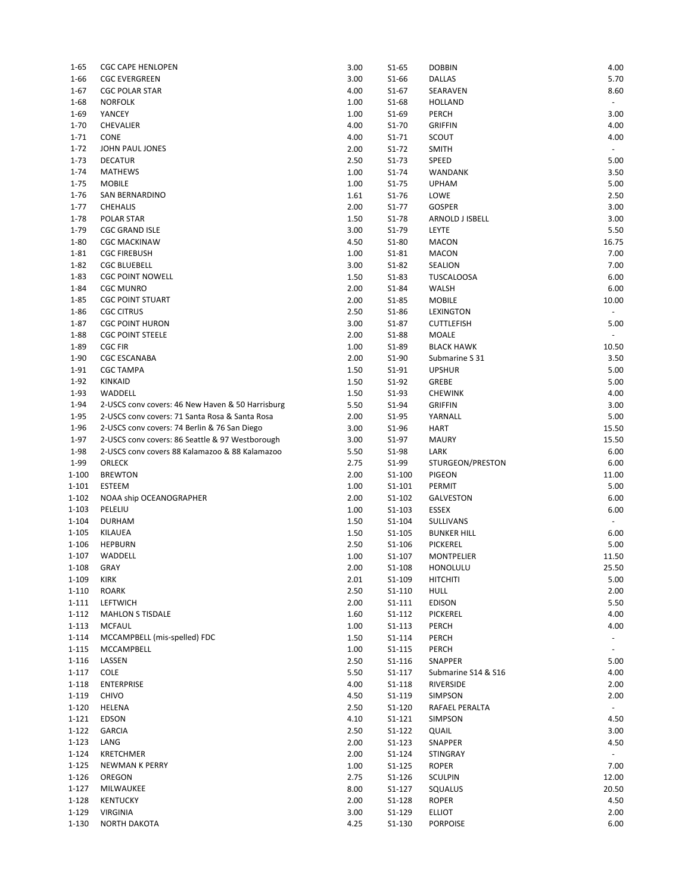| | | | | | |
|---|---|---|---|---|---|
| 1-65 | CGC CAPE HENLOPEN | 3.00 | S1-65 | DOBBIN | 4.00 |
| 1-66 | CGC EVERGREEN | 3.00 | S1-66 | DALLAS | 5.70 |
| 1-67 | CGC POLAR STAR | 4.00 | S1-67 | SEARAVEN | 8.60 |
| 1-68 | NORFOLK | 1.00 | S1-68 | HOLLAND | - |
| 1-69 | YANCEY | 1.00 | S1-69 | PERCH | 3.00 |
| 1-70 | CHEVALIER | 4.00 | S1-70 | GRIFFIN | 4.00 |
| 1-71 | CONE | 4.00 | S1-71 | SCOUT | 4.00 |
| 1-72 | JOHN PAUL JONES | 2.00 | S1-72 | SMITH | - |
| 1-73 | DECATUR | 2.50 | S1-73 | SPEED | 5.00 |
| 1-74 | MATHEWS | 1.00 | S1-74 | WANDANK | 3.50 |
| 1-75 | MOBILE | 1.00 | S1-75 | UPHAM | 5.00 |
| 1-76 | SAN BERNARDINO | 1.61 | S1-76 | LOWE | 2.50 |
| 1-77 | CHEHALIS | 2.00 | S1-77 | GOSPER | 3.00 |
| 1-78 | POLAR STAR | 1.50 | S1-78 | ARNOLD J ISBELL | 3.00 |
| 1-79 | CGC GRAND ISLE | 3.00 | S1-79 | LEYTE | 5.50 |
| 1-80 | CGC MACKINAW | 4.50 | S1-80 | MACON | 16.75 |
| 1-81 | CGC FIREBUSH | 1.00 | S1-81 | MACON | 7.00 |
| 1-82 | CGC BLUEBELL | 3.00 | S1-82 | SEALION | 7.00 |
| 1-83 | CGC POINT NOWELL | 1.50 | S1-83 | TUSCALOOSA | 6.00 |
| 1-84 | CGC MUNRO | 2.00 | S1-84 | WALSH | 6.00 |
| 1-85 | CGC POINT STUART | 2.00 | S1-85 | MOBILE | 10.00 |
| 1-86 | CGC CITRUS | 2.50 | S1-86 | LEXINGTON | - |
| 1-87 | CGC POINT HURON | 3.00 | S1-87 | CUTTLEFISH | 5.00 |
| 1-88 | CGC POINT STEELE | 2.00 | S1-88 | MOALE | - |
| 1-89 | CGC FIR | 1.00 | S1-89 | BLACK HAWK | 10.50 |
| 1-90 | CGC ESCANABA | 2.00 | S1-90 | Submarine S 31 | 3.50 |
| 1-91 | CGC TAMPA | 1.50 | S1-91 | UPSHUR | 5.00 |
| 1-92 | KINKAID | 1.50 | S1-92 | GREBE | 5.00 |
| 1-93 | WADDELL | 1.50 | S1-93 | CHEWINK | 4.00 |
| 1-94 | 2-USCS conv covers: 46 New Haven & 50 Harrisburg | 5.50 | S1-94 | GRIFFIN | 3.00 |
| 1-95 | 2-USCS conv covers: 71 Santa Rosa & Santa Rosa | 2.00 | S1-95 | YARNALL | 5.00 |
| 1-96 | 2-USCS conv covers: 74 Berlin & 76 San Diego | 3.00 | S1-96 | HART | 15.50 |
| 1-97 | 2-USCS conv covers: 86 Seattle & 97 Westborough | 3.00 | S1-97 | MAURY | 15.50 |
| 1-98 | 2-USCS conv covers 88 Kalamazoo & 88 Kalamazoo | 5.50 | S1-98 | LARK | 6.00 |
| 1-99 | ORLECK | 2.75 | S1-99 | STURGEON/PRESTON | 6.00 |
| 1-100 | BREWTON | 2.00 | S1-100 | PIGEON | 11.00 |
| 1-101 | ESTEEM | 1.00 | S1-101 | PERMIT | 5.00 |
| 1-102 | NOAA ship OCEANOGRAPHER | 2.00 | S1-102 | GALVESTON | 6.00 |
| 1-103 | PELELIU | 1.00 | S1-103 | ESSEX | 6.00 |
| 1-104 | DURHAM | 1.50 | S1-104 | SULLIVANS | - |
| 1-105 | KILAUEA | 1.50 | S1-105 | BUNKER HILL | 6.00 |
| 1-106 | HEPBURN | 2.50 | S1-106 | PICKEREL | 5.00 |
| 1-107 | WADDELL | 1.00 | S1-107 | MONTPELIER | 11.50 |
| 1-108 | GRAY | 2.00 | S1-108 | HONOLULU | 25.50 |
| 1-109 | KIRK | 2.01 | S1-109 | HITCHITI | 5.00 |
| 1-110 | ROARK | 2.50 | S1-110 | HULL | 2.00 |
| 1-111 | LEFTWICH | 2.00 | S1-111 | EDISON | 5.50 |
| 1-112 | MAHLON S TISDALE | 1.60 | S1-112 | PICKEREL | 4.00 |
| 1-113 | MCFAUL | 1.00 | S1-113 | PERCH | 4.00 |
| 1-114 | MCCAMPBELL (mis-spelled) FDC | 1.50 | S1-114 | PERCH | - |
| 1-115 | MCCAMPBELL | 1.00 | S1-115 | PERCH | - |
| 1-116 | LASSEN | 2.50 | S1-116 | SNAPPER | 5.00 |
| 1-117 | COLE | 5.50 | S1-117 | Submarine S14 & S16 | 4.00 |
| 1-118 | ENTERPRISE | 4.00 | S1-118 | RIVERSIDE | 2.00 |
| 1-119 | CHIVO | 4.50 | S1-119 | SIMPSON | 2.00 |
| 1-120 | HELENA | 2.50 | S1-120 | RAFAEL PERALTA | - |
| 1-121 | EDSON | 4.10 | S1-121 | SIMPSON | 4.50 |
| 1-122 | GARCIA | 2.50 | S1-122 | QUAIL | 3.00 |
| 1-123 | LANG | 2.00 | S1-123 | SNAPPER | 4.50 |
| 1-124 | KRETCHMER | 2.00 | S1-124 | STINGRAY | - |
| 1-125 | NEWMAN K PERRY | 1.00 | S1-125 | ROPER | 7.00 |
| 1-126 | OREGON | 2.75 | S1-126 | SCULPIN | 12.00 |
| 1-127 | MILWAUKEE | 8.00 | S1-127 | SQUALUS | 20.50 |
| 1-128 | KENTUCKY | 2.00 | S1-128 | ROPER | 4.50 |
| 1-129 | VIRGINIA | 3.00 | S1-129 | ELLIOT | 2.00 |
| 1-130 | NORTH DAKOTA | 4.25 | S1-130 | PORPOISE | 6.00 |